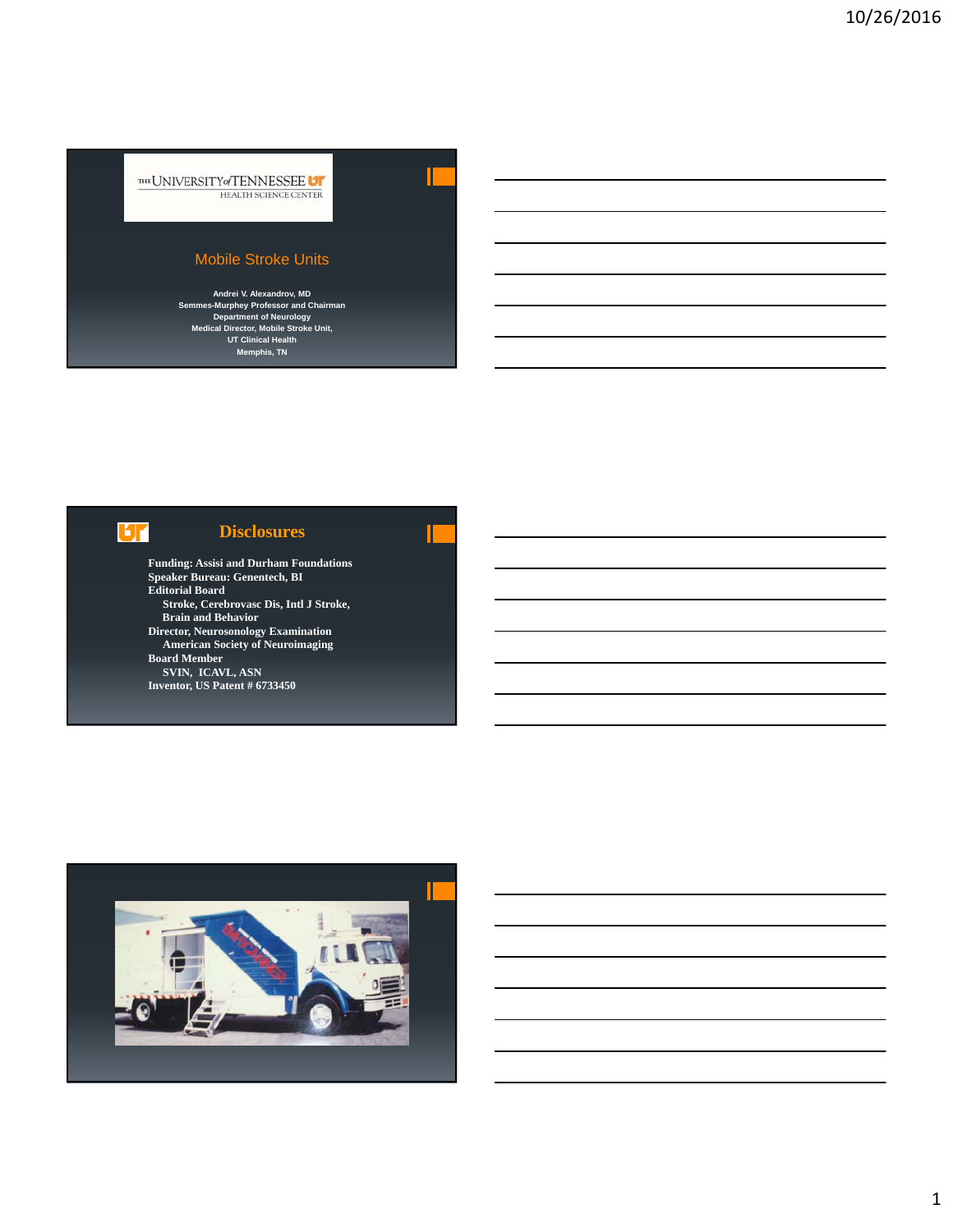THE UNIVERSITY of TENNESSEE
HEALTH SCIENCE CENTER

# Mobile Stroke Units

**Andrei V. Alexandrov, MD**
**Semmes-Murphey Professor and Chairman**
**Department of Neurology**
**Medical Director, Mobile Stroke Unit,**
**UT Clinical Health**
**Memphis, TN**

## Disclosures

**Funding: Assisi and Durham Foundations**
**Speaker Bureau: Genentech, BI**
**Editorial Board**
**Stroke, Cerebrovasc Dis, Intl J Stroke, Brain and Behavior**
**Director, Neurosonology Examination**
**American Society of Neuroimaging**
**Board Member**
**SVIN, ICAVL, ASN**
**Inventor, US Patent # 6733450**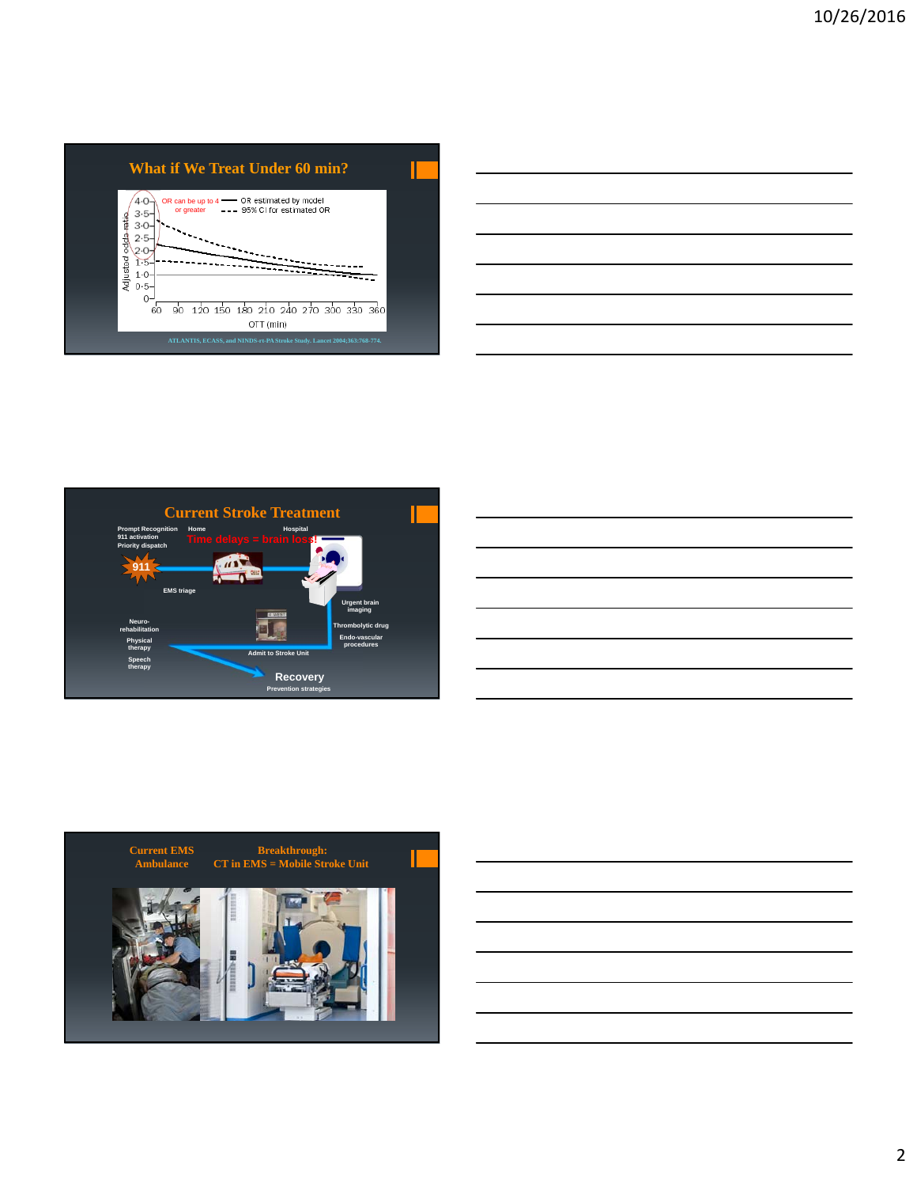## What if We Treat Under 60 min?

OR can be up to 4 or greater

— OR estimated by model
- - - 95% CI for estimated OR

Adjusted odds ratio: 0, 0·5, 1·0, 1·5, 2·0, 2·5, 3·0, 3·5, 4·0

OTT (min): 60, 90, 120, 150, 180, 210, 240, 270, 300, 330, 360

ATLANTIS, ECASS, and NINDS-rt-PA Stroke Study. Lancet 2004;363:768-774.

## Current Stroke Treatment

Prompt Recognition
911 activation
Priority dispatch

Home

Hospital

Time delays = brain loss!

911

EMS triage

Urgent brain imaging

Thrombolytic drug

Endo-vascular procedures

Admit to Stroke Unit

Neuro-rehabilitation

Physical therapy

Speech therapy

Recovery

Prevention strategies

## Current EMS Ambulance — Breakthrough: CT in EMS = Mobile Stroke Unit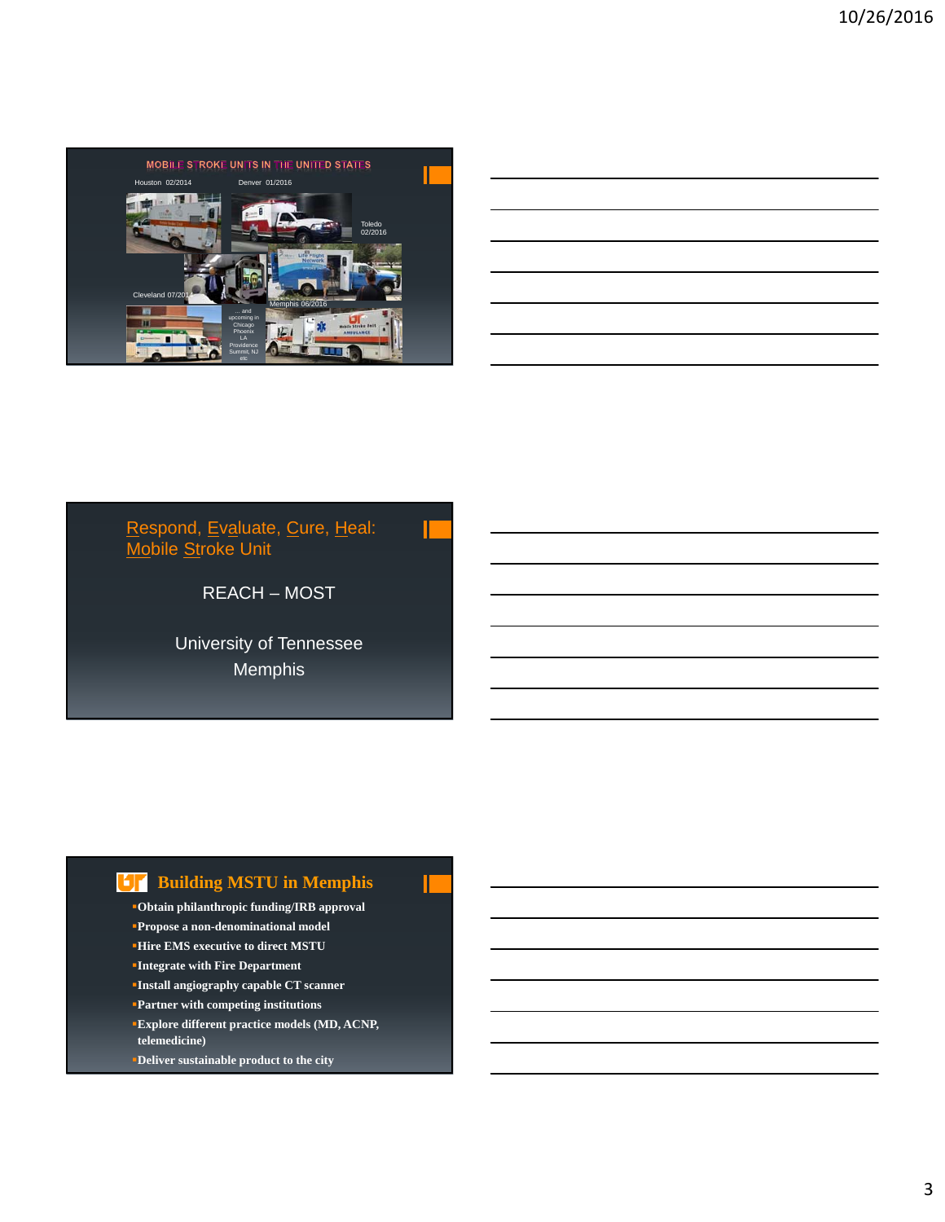## MOBILE STROKE UNITS IN THE UNITED STATES

Houston 02/2014

Denver 01/2016

Toledo 02/2016

Cleveland 07/2014

Memphis 06/2016

... and upcoming in Chicago Phoenix LA Providence Summit, NJ etc

## Respond, Evaluate, Cure, Heal: Mobile Stroke Unit

REACH – MOST

University of Tennessee
Memphis

## Building MSTU in Memphis

- Obtain philanthropic funding/IRB approval
- Propose a non-denominational model
- Hire EMS executive to direct MSTU
- Integrate with Fire Department
- Install angiography capable CT scanner
- Partner with competing institutions
- Explore different practice models (MD, ACNP, telemedicine)
- Deliver sustainable product to the city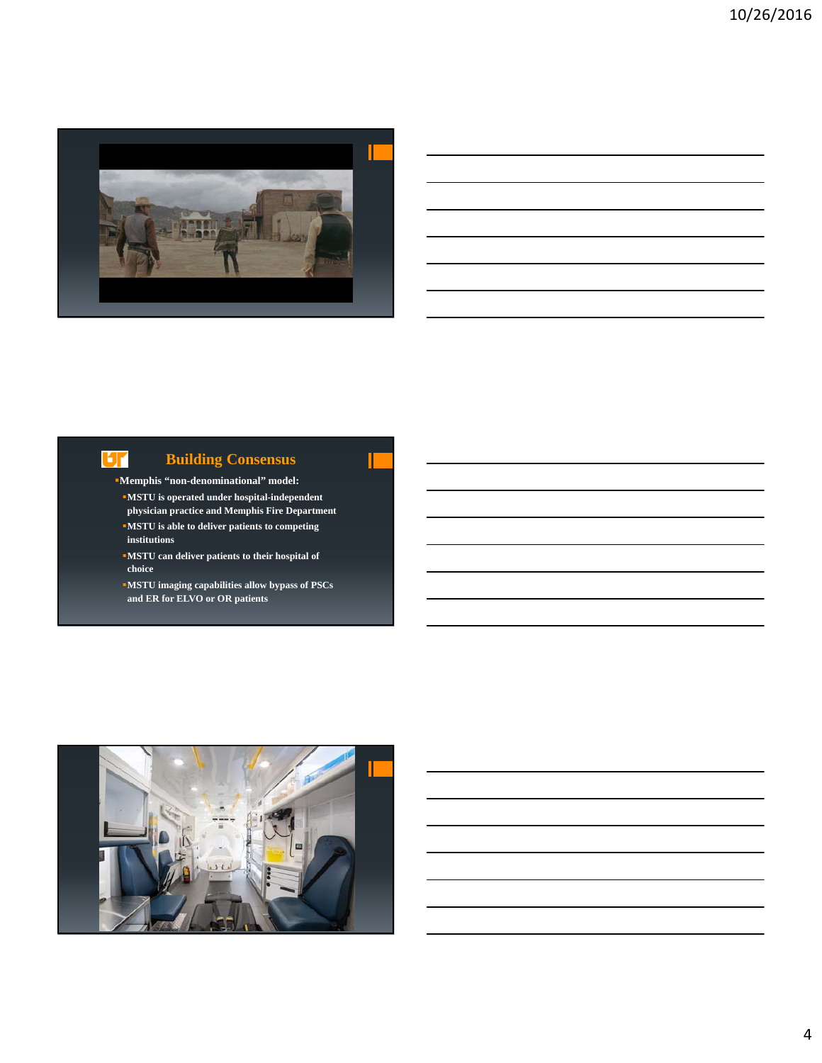## Building Consensus

- Memphis "non-denominational" model:
  - MSTU is operated under hospital-independent physician practice and Memphis Fire Department
  - MSTU is able to deliver patients to competing institutions
  - MSTU can deliver patients to their hospital of choice
  - MSTU imaging capabilities allow bypass of PSCs and ER for ELVO or OR patients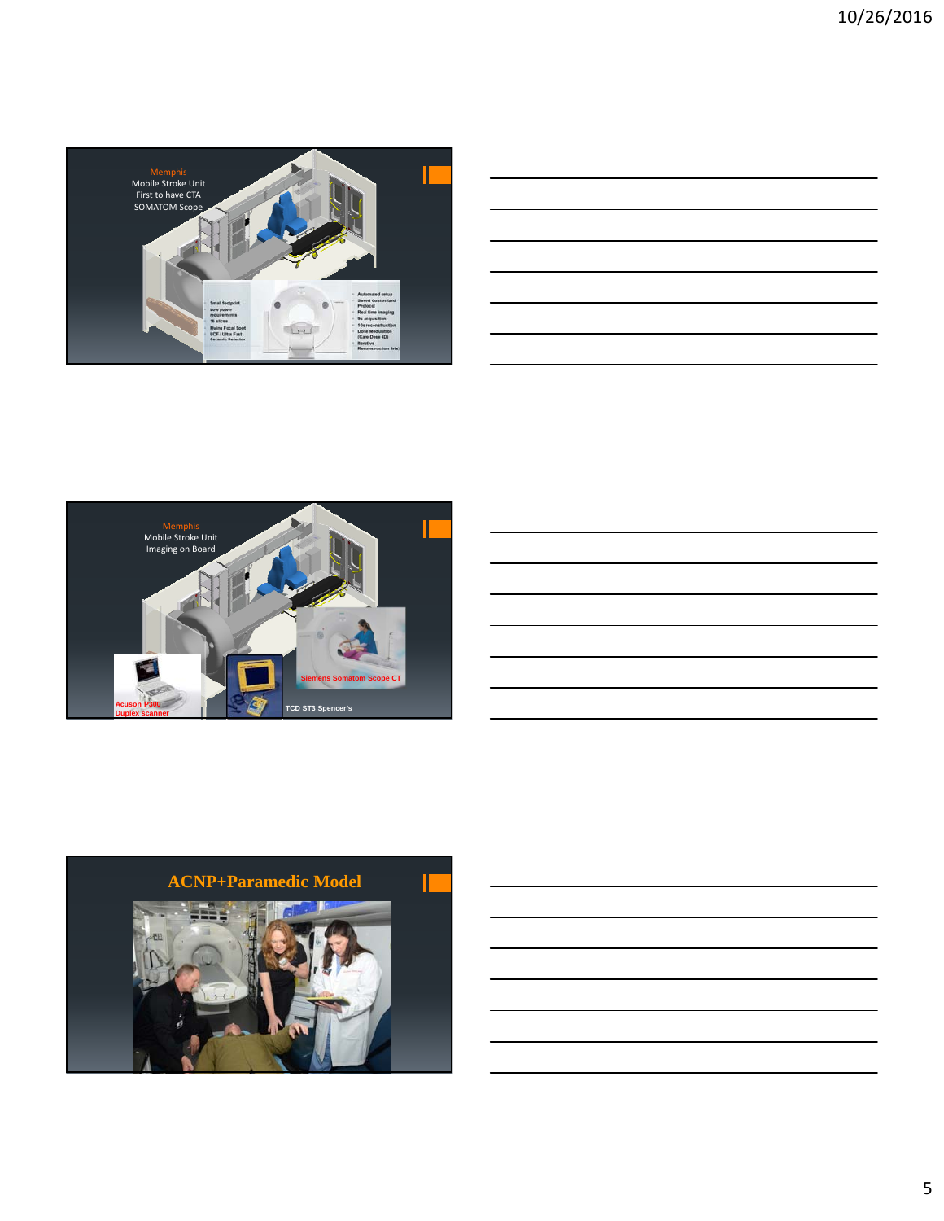Memphis
Mobile Stroke Unit
First to have CTA
SOMATOM Scope

Small footprint
- Low power requirements
- 16 slices
- Flying Focal Spot
- UCF / Ultra Fast Ceramic Detector

- Automated setup
- Saved Customized Protocol
- Real time imaging
- 9s acquisition
- 10s reconstruction
- Dose Modulation (Care Dose 4D)
- Iterative Reconstruction

---

Memphis
Mobile Stroke Unit
Imaging on Board

Acuson P300 Duplex scanner

TCD ST3 Spencer's

Siemens Somatom Scope CT

---

## ACNP+Paramedic Model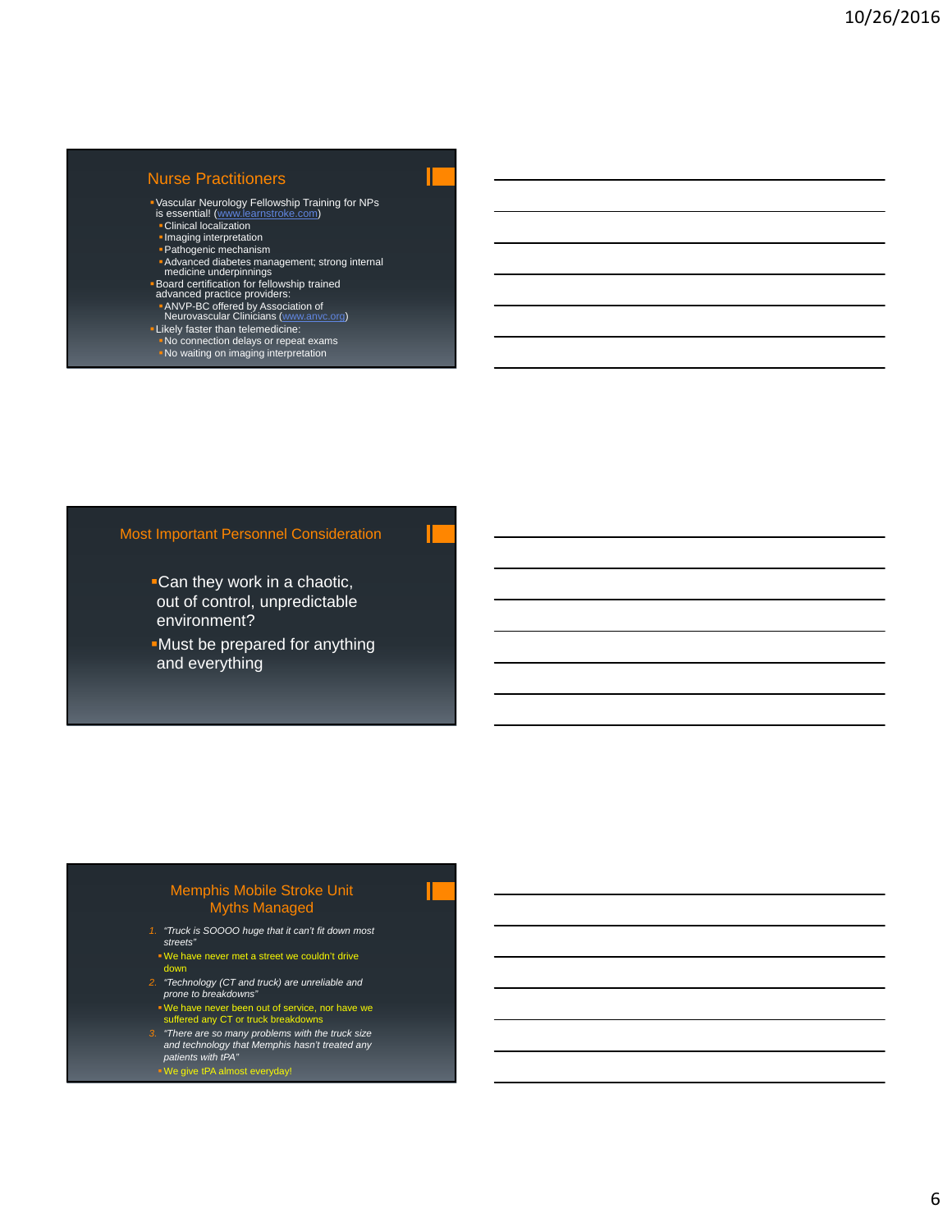## Nurse Practitioners

- Vascular Neurology Fellowship Training for NPs is essential! (www.learnstroke.com)
  - Clinical localization
  - Imaging interpretation
  - Pathogenic mechanism
  - Advanced diabetes management; strong internal medicine underpinnings
- Board certification for fellowship trained advanced practice providers:
  - ANVP-BC offered by Association of Neurovascular Clinicians (www.anvc.org)
- Likely faster than telemedicine:
  - No connection delays or repeat exams
  - No waiting on imaging interpretation

## Most Important Personnel Consideration

- Can they work in a chaotic, out of control, unpredictable environment?
- Must be prepared for anything and everything

## Memphis Mobile Stroke Unit Myths Managed

1. *"Truck is SOOOO huge that it can't fit down most streets"*
   - We have never met a street we couldn't drive down
2. *"Technology (CT and truck) are unreliable and prone to breakdowns"*
   - We have never been out of service, nor have we suffered any CT or truck breakdowns
3. *"There are so many problems with the truck size and technology that Memphis hasn't treated any patients with tPA"*
   - We give tPA almost everyday!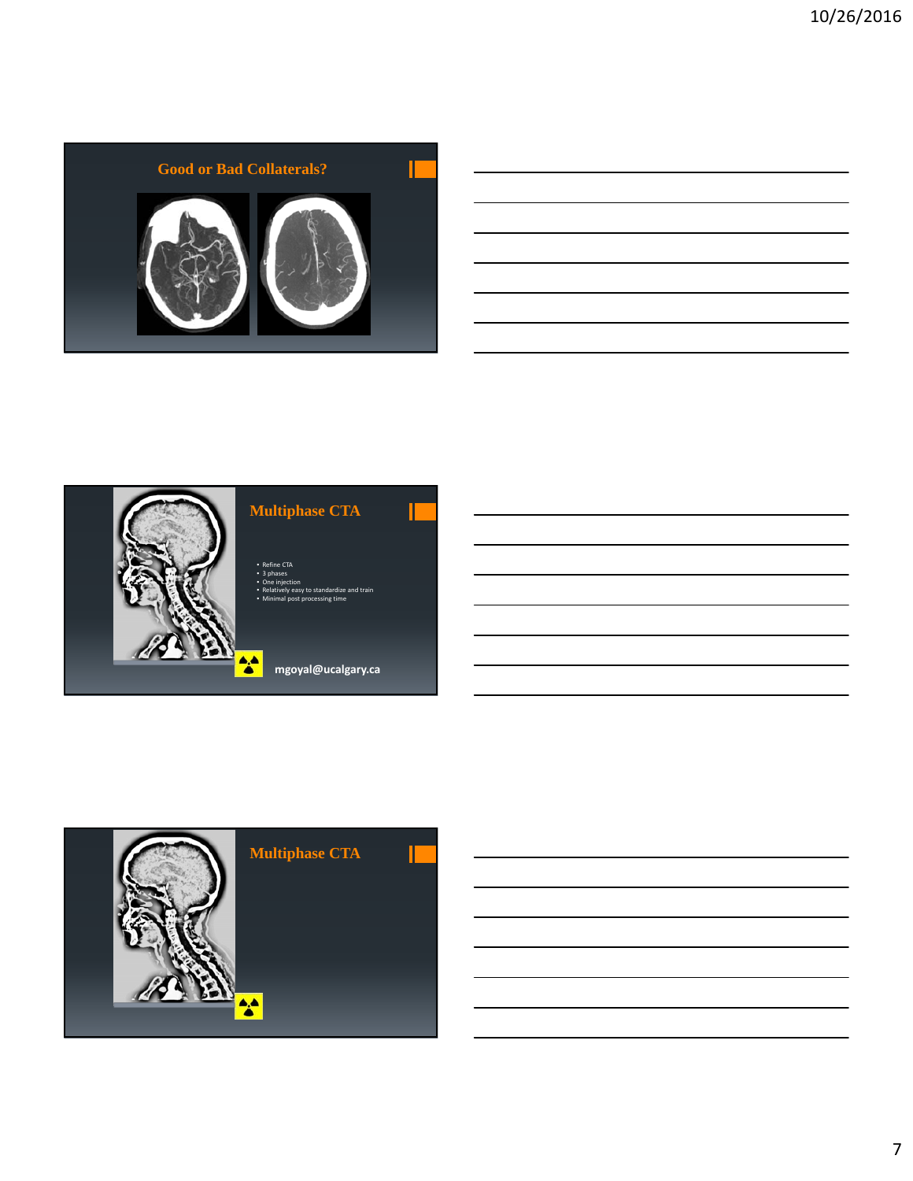## Good or Bad Collaterals?

## Multiphase CTA

- Refine CTA
- 3 phases
- One injection
- Relatively easy to standardize and train
- Minimal post processing time

mgoyal@ucalgary.ca

## Multiphase CTA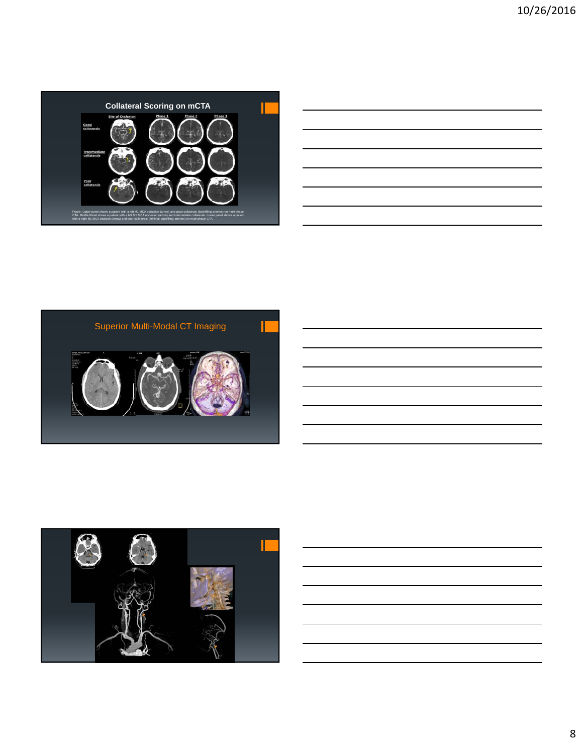## Collateral Scoring on mCTA

| | Site of Occlusion | Phase 1 | Phase 2 | Phase 3 |
|---|---|---|---|---|
| Good collaterals | | | | |
| Intermediate collaterals | | | | |
| Poor collaterals | | | | |

Figure. Upper panel shows a patient with a left M1 MCA occlusion (arrow) and good collaterals (backfilling arteries) on multi-phase CTA. Middle Panel shows a patient with a left M1 MCA occlusion (arrow) and intermediate collaterals. Lower panel shows a patient with a right M1 MCA occlusion (arrow) and poor collaterals (minimal backfilling arteries) on multi-phase CTA.

## Superior Multi-Modal CT Imaging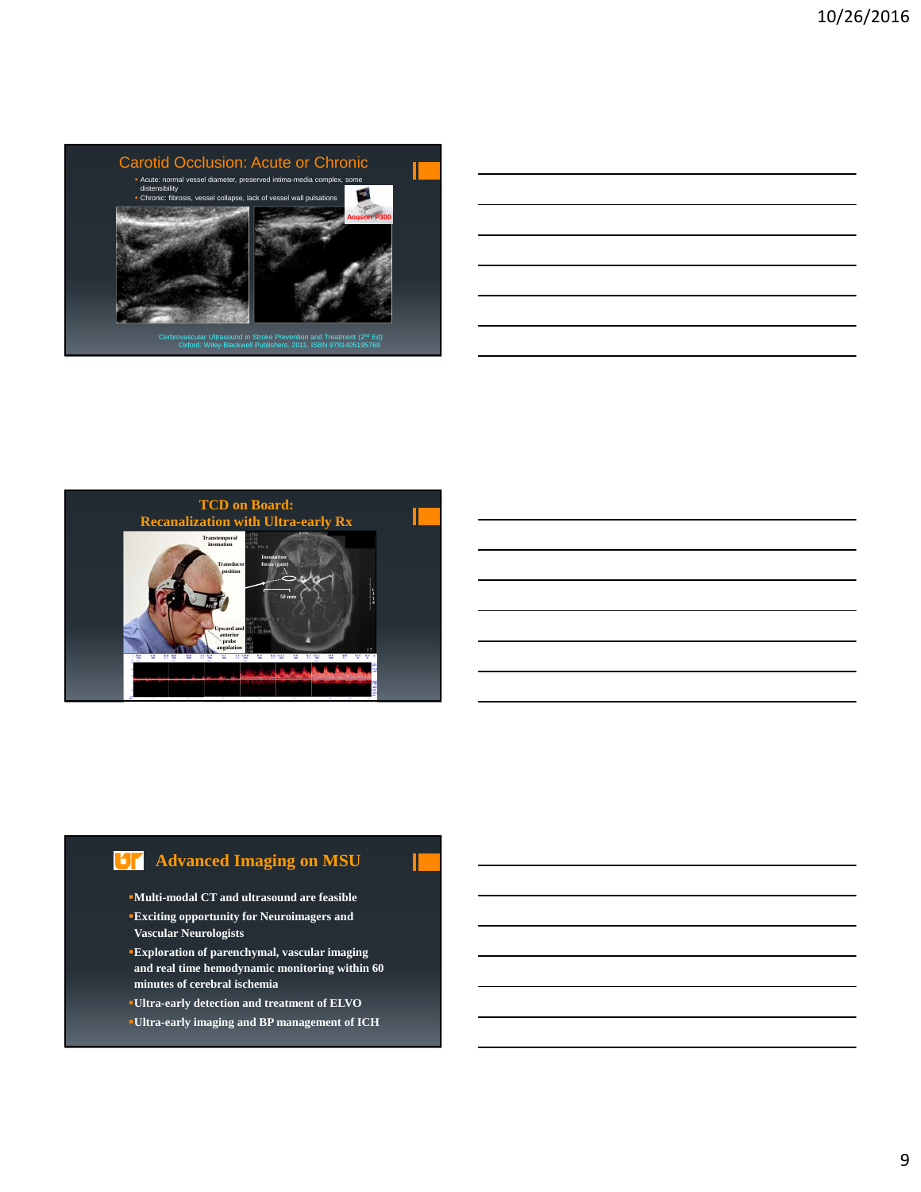## Carotid Occlusion: Acute or Chronic

- Acute: normal vessel diameter, preserved intima-media complex, some distensibility
- Chronic: fibrosis, vessel collapse, lack of vessel wall pulsations

Acuson P300

Cerbrovascular Ultrasound in Stroke Prevention and Treatment (2nd Ed) Oxford: Wiley-Blackwell Publishers, 2011. ISBN 9781405195768

## TCD on Board: Recanalization with Ultra-early Rx

Transtemporal insonation

Transducer position

Upward and anterior probe angulation

Insonation focus (gate)

50 mm

## Advanced Imaging on MSU

- **Multi-modal CT and ultrasound are feasible**
- **Exciting opportunity for Neuroimagers and Vascular Neurologists**
- **Exploration of parenchymal, vascular imaging and real time hemodynamic monitoring within 60 minutes of cerebral ischemia**
- **Ultra-early detection and treatment of ELVO**
- **Ultra-early imaging and BP management of ICH**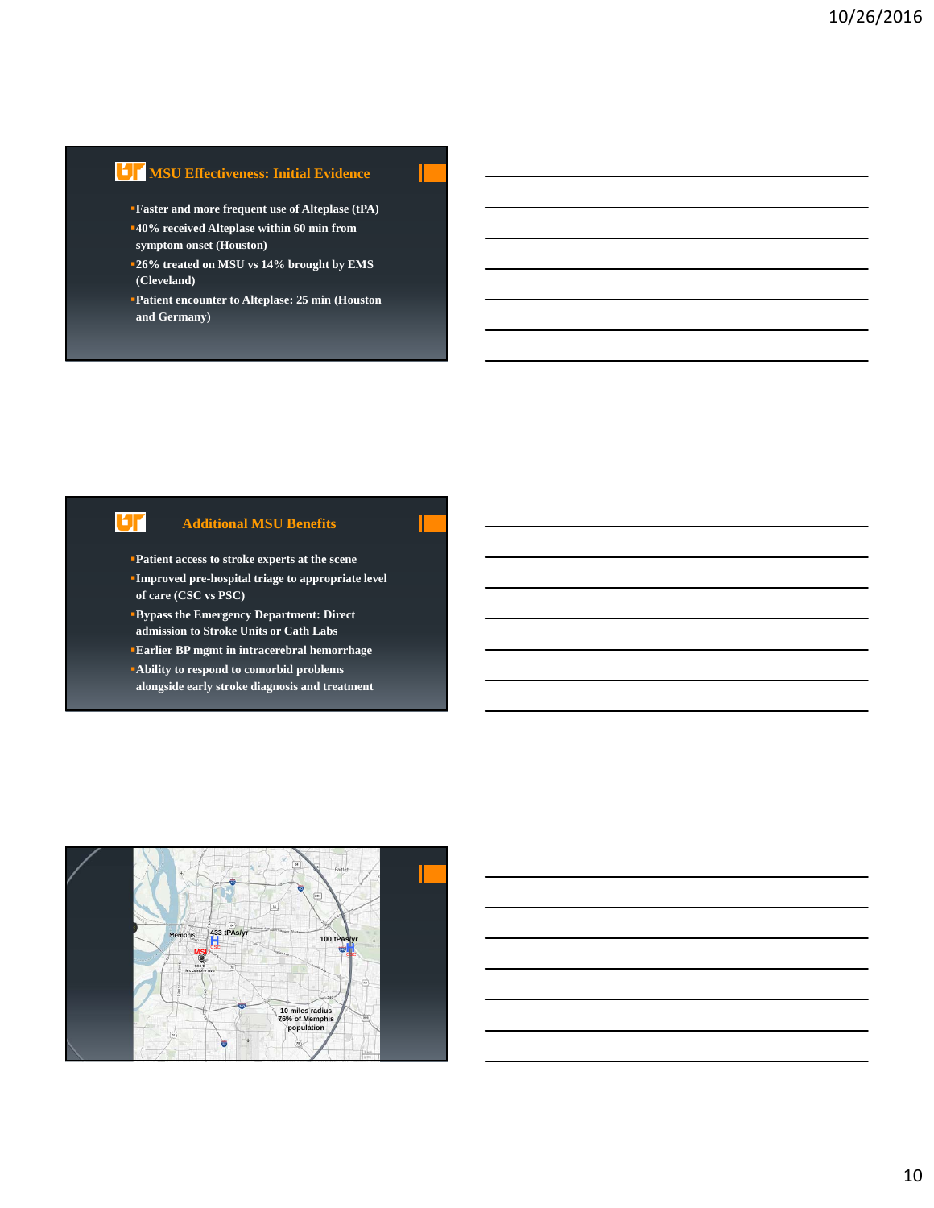## MSU Effectiveness: Initial Evidence

- Faster and more frequent use of Alteplase (tPA)
- 40% received Alteplase within 60 min from symptom onset (Houston)
- 26% treated on MSU vs 14% brought by EMS (Cleveland)
- Patient encounter to Alteplase: 25 min (Houston and Germany)

## Additional MSU Benefits

- Patient access to stroke experts at the scene
- Improved pre-hospital triage to appropriate level of care (CSC vs PSC)
- Bypass the Emergency Department: Direct admission to Stroke Units or Cath Labs
- Earlier BP mgmt in intracerebral hemorrhage
- Ability to respond to comorbid problems alongside early stroke diagnosis and treatment

Memphis

433 tPAs/yr

MSU

100 tPAs/yr

10 miles radius
76% of Memphis population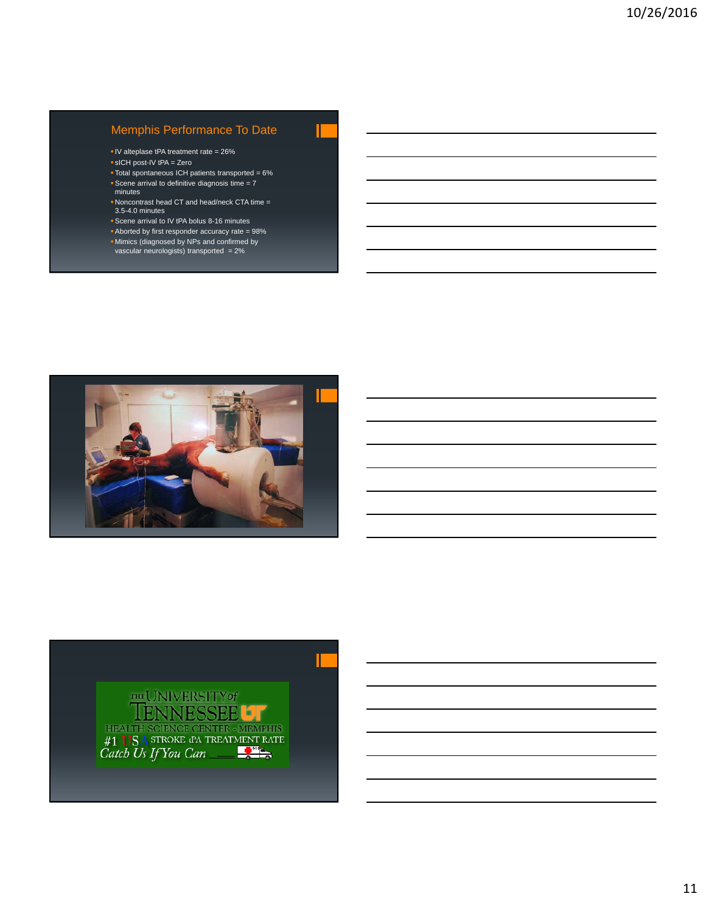## Memphis Performance To Date

- IV alteplase tPA treatment rate = 26%
- sICH post-IV tPA = Zero
- Total spontaneous ICH patients transported = 6%
- Scene arrival to definitive diagnosis time = 7 minutes
- Noncontrast head CT and head/neck CTA time = 3.5-4.0 minutes
- Scene arrival to IV tPA bolus 8-16 minutes
- Aborted by first responder accuracy rate = 98%
- Mimics (diagnosed by NPs and confirmed by vascular neurologists) transported = 2%

THE UNIVERSITY of TENNESSEE UT

HEALTH SCIENCE CENTER - MEMPHIS

#1 USA STROKE tPA TREATMENT RATE

*Catch Us If You Can*